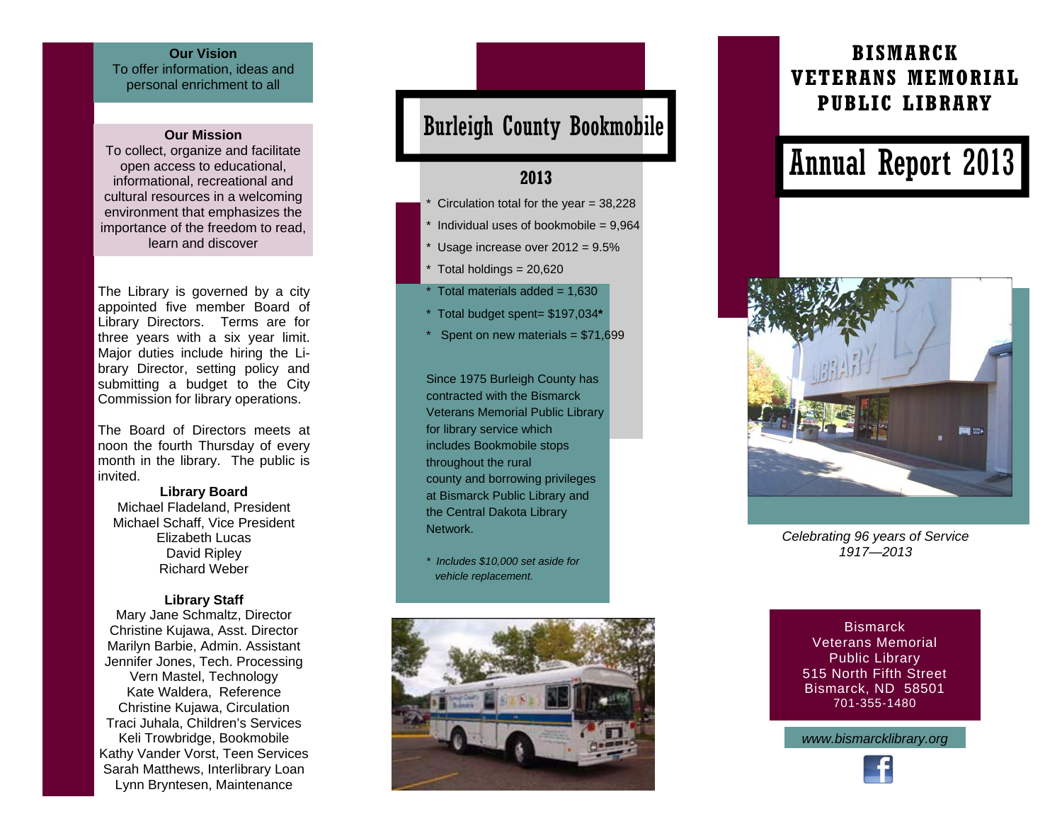**Our Vision**
To offer information, ideas and personal enrichment to all

**Our Mission**
To collect, organize and facilitate open access to educational, informational, recreational and cultural resources in a welcoming environment that emphasizes the importance of the freedom to read, learn and discover

The Library is governed by a city appointed five member Board of Library Directors. Terms are for three years with a six year limit. Major duties include hiring the Library Director, setting policy and submitting a budget to the City Commission for library operations.

The Board of Directors meets at noon the fourth Thursday of every month in the library. The public is invited.

**Library Board**
Michael Fladeland, President
Michael Schaff, Vice President
Elizabeth Lucas
David Ripley
Richard Weber

**Library Staff**
Mary Jane Schmaltz, Director
Christine Kujawa, Asst. Director
Marilyn Barbie, Admin. Assistant
Jennifer Jones, Tech. Processing
Vern Mastel, Technology
Kate Waldera, Reference
Christine Kujawa, Circulation
Traci Juhala, Children's Services
Keli Trowbridge, Bookmobile
Kathy Vander Vorst, Teen Services
Sarah Matthews, Interlibrary Loan
Lynn Bryntesen, Maintenance

# Burleigh County Bookmobile

## 2013

* Circulation total for the year = 38,228
* Individual uses of bookmobile = 9,964
* Usage increase over 2012 = 9.5%
* Total holdings = 20,620
* Total materials added = 1,630
* Total budget spent= $197,034*
* Spent on new materials = $71,699

Since 1975 Burleigh County has contracted with the Bismarck Veterans Memorial Public Library for library service which includes Bookmobile stops throughout the rural county and borrowing privileges at Bismarck Public Library and the Central Dakota Library Network.

*\* Includes $10,000 set aside for vehicle replacement.*

# BISMARCK VETERANS MEMORIAL PUBLIC LIBRARY

# Annual Report 2013

*Celebrating 96 years of Service 1917—2013*

Bismarck
Veterans Memorial
Public Library
515 North Fifth Street
Bismarck, ND 58501
701-355-1480

*www.bismarcklibrary.org*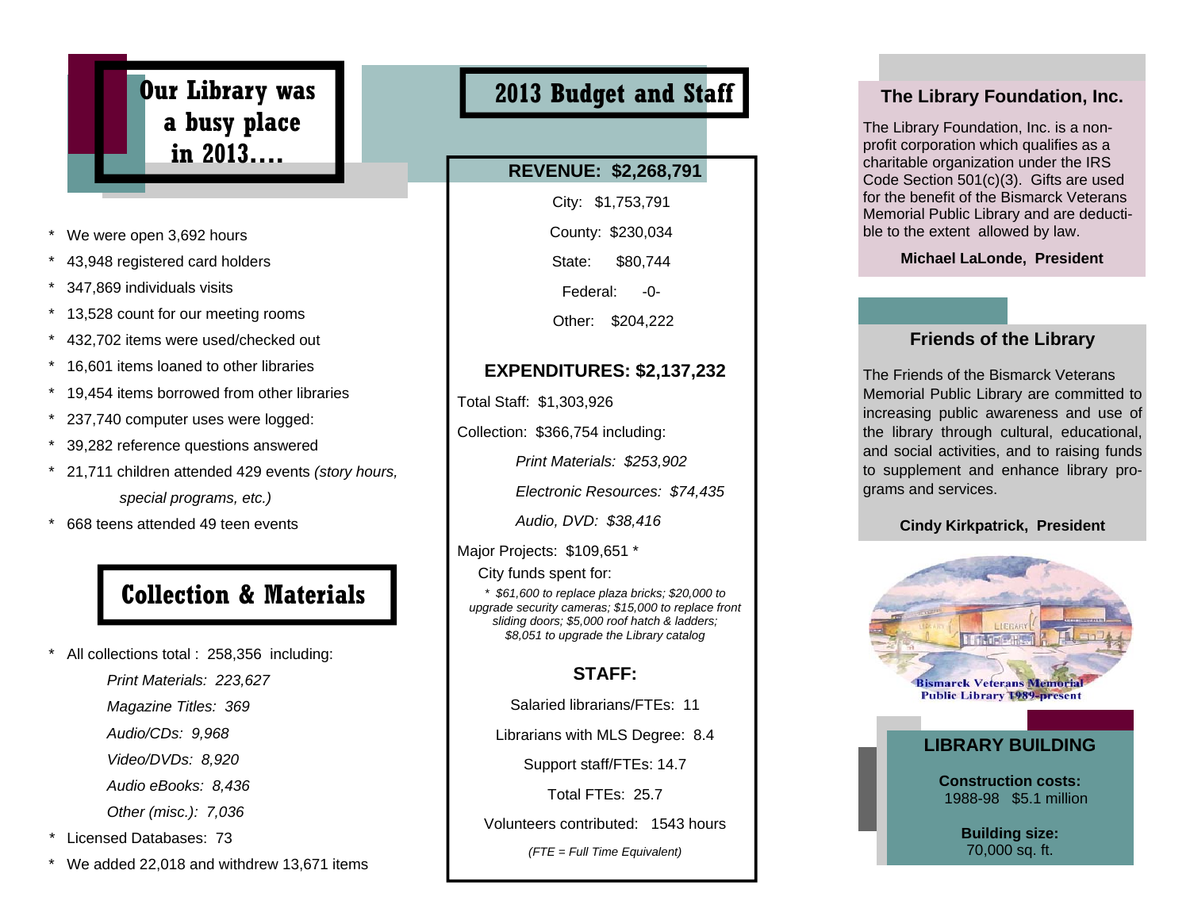## Our Library was a busy place in 2013....

* We were open 3,692 hours
* 43,948 registered card holders
* 347,869 individuals visits
* 13,528 count for our meeting rooms
* 432,702 items were used/checked out
* 16,601 items loaned to other libraries
* 19,454 items borrowed from other libraries
* 237,740 computer uses were logged:
* 39,282 reference questions answered
* 21,711 children attended 429 events *(story hours, special programs, etc.)*
* 668 teens attended 49 teen events

## Collection & Materials

* All collections total : 258,356 including:
  - *Print Materials: 223,627*
  - *Magazine Titles: 369*
  - *Audio/CDs: 9,968*
  - *Video/DVDs: 8,920*
  - *Audio eBooks: 8,436*
  - *Other (misc.): 7,036*
* Licensed Databases: 73
* We added 22,018 and withdrew 13,671 items

## 2013 Budget and Staff

### REVENUE: $2,268,791

City: $1,753,791

County: $230,034

State: $80,744

Federal: -0-

Other: $204,222

### EXPENDITURES: $2,137,232

Total Staff: $1,303,926

Collection: $366,754 including:

*Print Materials: $253,902*

*Electronic Resources: $74,435*

*Audio, DVD: $38,416*

Major Projects: $109,651 *

City funds spent for:

*\* $61,600 to replace plaza bricks; $20,000 to upgrade security cameras; $15,000 to replace front sliding doors; $5,000 roof hatch & ladders; $8,051 to upgrade the Library catalog*

### STAFF:

Salaried librarians/FTEs: 11

Librarians with MLS Degree: 8.4

Support staff/FTEs: 14.7

Total FTEs: 25.7

Volunteers contributed: 1543 hours

*(FTE = Full Time Equivalent)*

### The Library Foundation, Inc.

The Library Foundation, Inc. is a non-profit corporation which qualifies as a charitable organization under the IRS Code Section 501(c)(3). Gifts are used for the benefit of the Bismarck Veterans Memorial Public Library and are deductible to the extent allowed by law.

**Michael LaLonde, President**

### Friends of the Library

The Friends of the Bismarck Veterans Memorial Public Library are committed to increasing public awareness and use of the library through cultural, educational, and social activities, and to raising funds to supplement and enhance library programs and services.

**Cindy Kirkpatrick, President**

Bismarck Veterans Memorial Public Library 1989-present

### LIBRARY BUILDING

**Construction costs:**
1988-98 $5.1 million

**Building size:**
70,000 sq. ft.